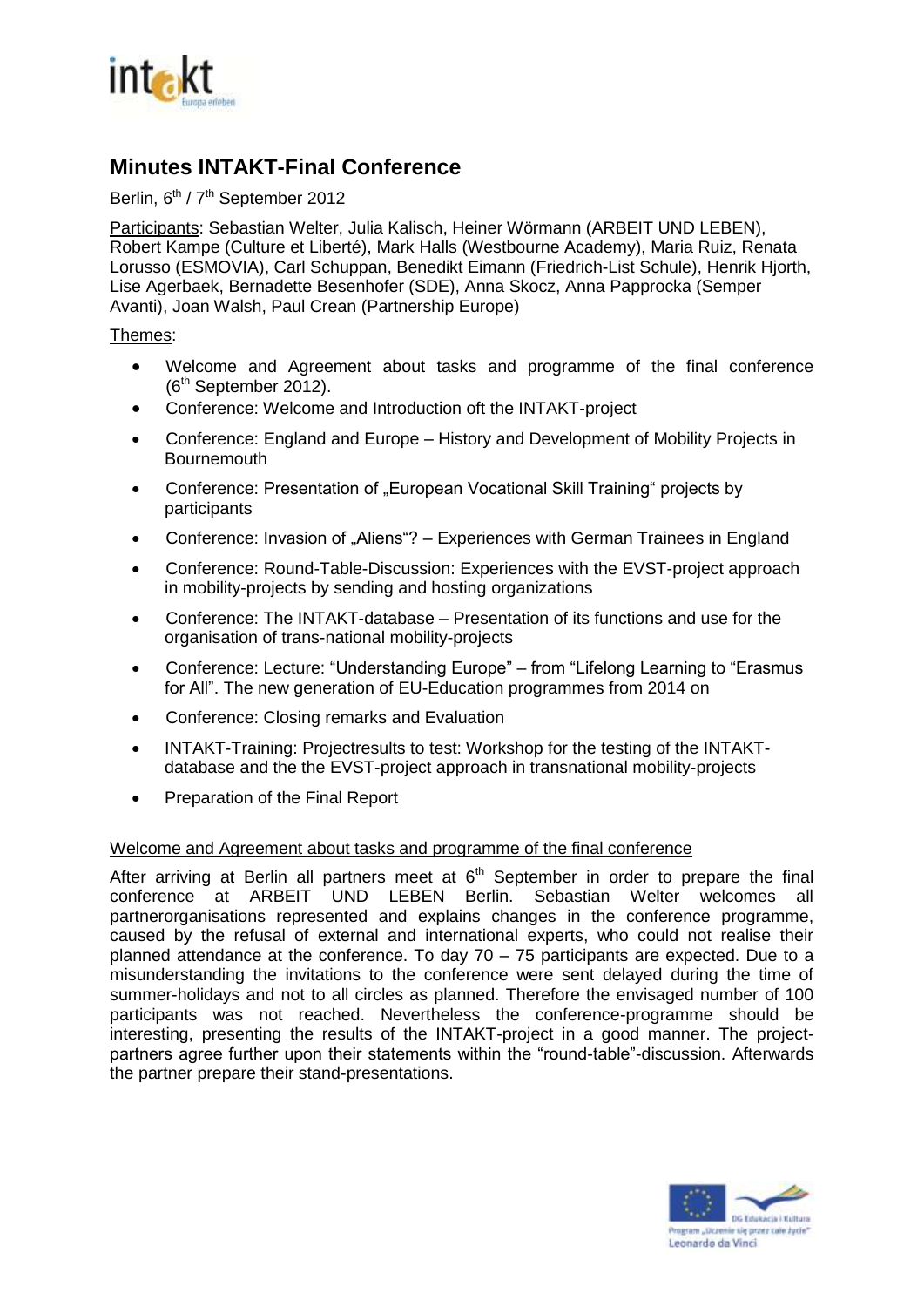# Minutes INTAKT-Final Conference

Berlin, 6th / 7th September 2012

Participants: Sebastian Welter, Julia Kalisch, Heiner Wörmann (ARBEIT UND LEBEN), Robert Kampe (Culture et Liberté), Mark Halls (Westbourne Academy), Maria Ruiz, Renata Lorusso (ESMOVIA), Carl Schuppan, Benedikt Eimann (Friedrich-List Schule), Henrik Hjorth, Lise Agerbaek, Bernadette Besenhofer (SDE), Anna Skocz, Anna Papprocka (Semper Avanti), Joan Walsh, Paul Crean (Partnership Europe)

Themes:

- Welcome and Agreement about tasks and programme of the final conference (6th September 2012).
- Conference: Welcome and Introduction oft the INTAKT-project
- Conference: England and Europe – History and Development of Mobility Projects in Bournemouth
- Conference: Presentation of „European Vocational Skill Training“ projects by participants
- Conference: Invasion of „Aliens“? – Experiences with German Trainees in England
- Conference: Round-Table-Discussion: Experiences with the EVST-project approach in mobility-projects by sending and hosting organizations
- Conference: The INTAKT-database – Presentation of its functions and use for the organisation of trans-national mobility-projects
- Conference: Lecture: "Understanding Europe" – from "Lifelong Learning to "Erasmus for All". The new generation of EU-Education programmes from 2014 on
- Conference: Closing remarks and Evaluation
- INTAKT-Training: Projectresults to test: Workshop for the testing of the INTAKT-database and the the EVST-project approach in transnational mobility-projects
- Preparation of the Final Report

Welcome and Agreement about tasks and programme of the final conference

After arriving at Berlin all partners meet at 6th September in order to prepare the final conference at ARBEIT UND LEBEN Berlin. Sebastian Welter welcomes all partnerorganisations represented and explains changes in the conference programme, caused by the refusal of external and international experts, who could not realise their planned attendance at the conference. To day 70 – 75 participants are expected. Due to a misunderstanding the invitations to the conference were sent delayed during the time of summer-holidays and not to all circles as planned. Therefore the envisaged number of 100 participants was not reached. Nevertheless the conference-programme should be interesting, presenting the results of the INTAKT-project in a good manner. The project-partners agree further upon their statements within the "round-table"-discussion. Afterwards the partner prepare their stand-presentations.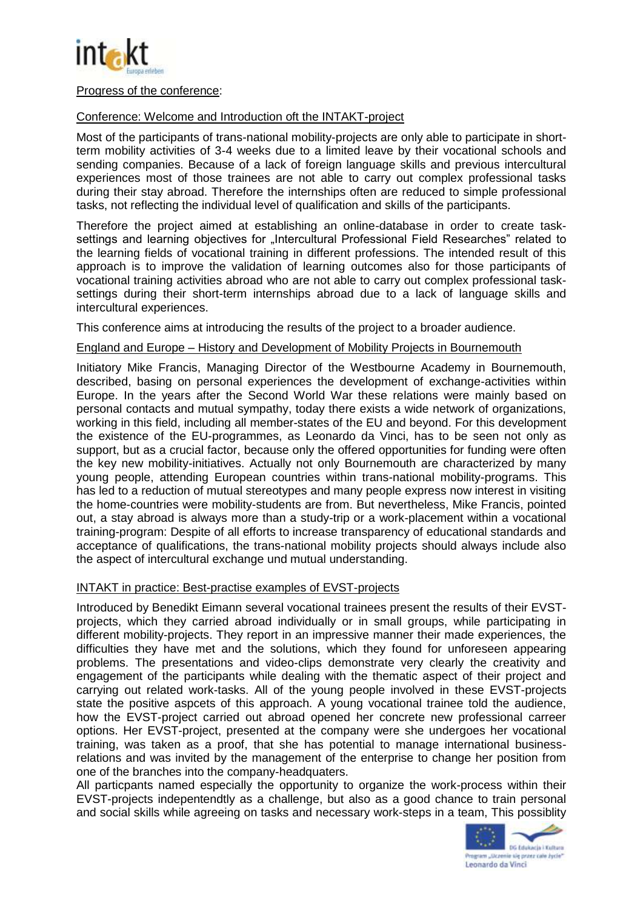Progress of the conference:

Conference: Welcome and Introduction oft the INTAKT-project

Most of the participants of trans-national mobility-projects are only able to participate in short-term mobility activities of 3-4 weeks due to a limited leave by their vocational schools and sending companies. Because of a lack of foreign language skills and previous intercultural experiences most of those trainees are not able to carry out complex professional tasks during their stay abroad. Therefore the internships often are reduced to simple professional tasks, not reflecting the individual level of qualification and skills of the participants.

Therefore the project aimed at establishing an online-database in order to create task-settings and learning objectives for „Intercultural Professional Field Researches" related to the learning fields of vocational training in different professions. The intended result of this approach is to improve the validation of learning outcomes also for those participants of vocational training activities abroad who are not able to carry out complex professional task-settings during their short-term internships abroad due to a lack of language skills and intercultural experiences.

This conference aims at introducing the results of the project to a broader audience.

England and Europe – History and Development of Mobility Projects in Bournemouth

Initiatory Mike Francis, Managing Director of the Westbourne Academy in Bournemouth, described, basing on personal experiences the development of exchange-activities within Europe. In the years after the Second World War these relations were mainly based on personal contacts and mutual sympathy, today there exists a wide network of organizations, working in this field, including all member-states of the EU and beyond. For this development the existence of the EU-programmes, as Leonardo da Vinci, has to be seen not only as support, but as a crucial factor, because only the offered opportunities for funding were often the key new mobility-initiatives. Actually not only Bournemouth are characterized by many young people, attending European countries within trans-national mobility-programs. This has led to a reduction of mutual stereotypes and many people express now interest in visiting the home-countries were mobility-students are from. But nevertheless, Mike Francis, pointed out, a stay abroad is always more than a study-trip or a work-placement within a vocational training-program: Despite of all efforts to increase transparency of educational standards and acceptance of qualifications, the trans-national mobility projects should always include also the aspect of intercultural exchange und mutual understanding.

INTAKT in practice: Best-practise examples of EVST-projects

Introduced by Benedikt Eimann several vocational trainees present the results of their EVST-projects, which they carried abroad individually or in small groups, while participating in different mobility-projects. They report in an impressive manner their made experiences, the difficulties they have met and the solutions, which they found for unforeseen appearing problems. The presentations and video-clips demonstrate very clearly the creativity and engagement of the participants while dealing with the thematic aspect of their project and carrying out related work-tasks. All of the young people involved in these EVST-projects state the positive aspcets of this approach. A young vocational trainee told the audience, how the EVST-project carried out abroad opened her concrete new professional carreer options. Her EVST-project, presented at the company were she undergoes her vocational training, was taken as a proof, that she has potential to manage international business-relations and was invited by the management of the enterprise to change her position from one of the branches into the company-headquaters.

All particpants named especially the opportunity to organize the work-process within their EVST-projects indepentendtly as a challenge, but also as a good chance to train personal and social skills while agreeing on tasks and necessary work-steps in a team, This possiblity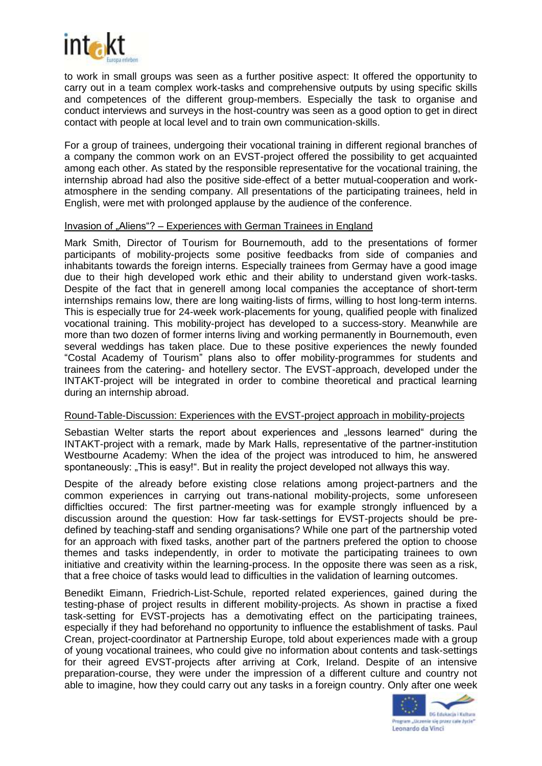to work in small groups was seen as a further positive aspect: It offered the opportunity to carry out in a team complex work-tasks and comprehensive outputs by using specific skills and competences of the different group-members. Especially the task to organise and conduct interviews and surveys in the host-country was seen as a good option to get in direct contact with people at local level and to train own communication-skills.

For a group of trainees, undergoing their vocational training in different regional branches of a company the common work on an EVST-project offered the possibility to get acquainted among each other. As stated by the responsible representative for the vocational training, the internship abroad had also the positive side-effect of a better mutual-cooperation and work-atmosphere in the sending company. All presentations of the participating trainees, held in English, were met with prolonged applause by the audience of the conference.

## Invasion of „Aliens"? – Experiences with German Trainees in England

Mark Smith, Director of Tourism for Bournemouth, add to the presentations of former participants of mobility-projects some positive feedbacks from side of companies and inhabitants towards the foreign interns. Especially trainees from Germay have a good image due to their high developed work ethic and their ability to understand given work-tasks. Despite of the fact that in generell among local companies the acceptance of short-term internships remains low, there are long waiting-lists of firms, willing to host long-term interns. This is especially true for 24-week work-placements for young, qualified people with finalized vocational training. This mobility-project has developed to a success-story. Meanwhile are more than two dozen of former interns living and working permanently in Bournemouth, even several weddings has taken place. Due to these positive experiences the newly founded "Costal Academy of Tourism" plans also to offer mobility-programmes for students and trainees from the catering- and hotellery sector. The EVST-approach, developed under the INTAKT-project will be integrated in order to combine theoretical and practical learning during an internship abroad.

## Round-Table-Discussion: Experiences with the EVST-project approach in mobility-projects

Sebastian Welter starts the report about experiences and „lessons learned" during the INTAKT-project with a remark, made by Mark Halls, representative of the partner-institution Westbourne Academy: When the idea of the project was introduced to him, he answered spontaneously: „This is easy!". But in reality the project developed not allways this way.

Despite of the already before existing close relations among project-partners and the common experiences in carrying out trans-national mobility-projects, some unforeseen difficlties occured: The first partner-meeting was for example strongly influenced by a discussion around the question: How far task-settings for EVST-projects should be pre-defined by teaching-staff and sending organisations? While one part of the partnership voted for an approach with fixed tasks, another part of the partners prefered the option to choose themes and tasks independently, in order to motivate the participating trainees to own initiative and creativity within the learning-process. In the opposite there was seen as a risk, that a free choice of tasks would lead to difficulties in the validation of learning outcomes.

Benedikt Eimann, Friedrich-List-Schule, reported related experiences, gained during the testing-phase of project results in different mobility-projects. As shown in practise a fixed task-setting for EVST-projects has a demotivating effect on the participating trainees, especially if they had beforehand no opportunity to influence the establishment of tasks. Paul Crean, project-coordinator at Partnership Europe, told about experiences made with a group of young vocational trainees, who could give no information about contents and task-settings for their agreed EVST-projects after arriving at Cork, Ireland. Despite of an intensive preparation-course, they were under the impression of a different culture and country not able to imagine, how they could carry out any tasks in a foreign country. Only after one week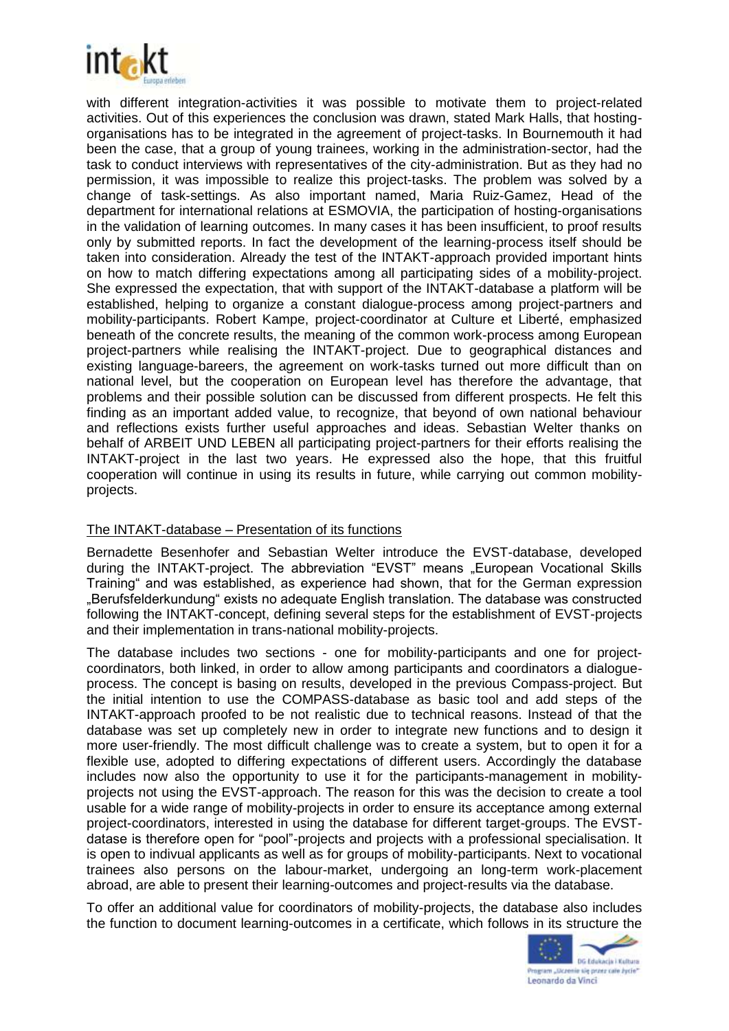with different integration-activities it was possible to motivate them to project-related activities. Out of this experiences the conclusion was drawn, stated Mark Halls, that hosting-organisations has to be integrated in the agreement of project-tasks. In Bournemouth it had been the case, that a group of young trainees, working in the administration-sector, had the task to conduct interviews with representatives of the city-administration. But as they had no permission, it was impossible to realize this project-tasks. The problem was solved by a change of task-settings. As also important named, Maria Ruiz-Gamez, Head of the department for international relations at ESMOVIA, the participation of hosting-organisations in the validation of learning outcomes. In many cases it has been insufficient, to proof results only by submitted reports. In fact the development of the learning-process itself should be taken into consideration. Already the test of the INTAKT-approach provided important hints on how to match differing expectations among all participating sides of a mobility-project. She expressed the expectation, that with support of the INTAKT-database a platform will be established, helping to organize a constant dialogue-process among project-partners and mobility-participants. Robert Kampe, project-coordinator at Culture et Liberté, emphasized beneath of the concrete results, the meaning of the common work-process among European project-partners while realising the INTAKT-project. Due to geographical distances and existing language-bareers, the agreement on work-tasks turned out more difficult than on national level, but the cooperation on European level has therefore the advantage, that problems and their possible solution can be discussed from different prospects. He felt this finding as an important added value, to recognize, that beyond of own national behaviour and reflections exists further useful approaches and ideas. Sebastian Welter thanks on behalf of ARBEIT UND LEBEN all participating project-partners for their efforts realising the INTAKT-project in the last two years. He expressed also the hope, that this fruitful cooperation will continue in using its results in future, while carrying out common mobility-projects.

## The INTAKT-database – Presentation of its functions

Bernadette Besenhofer and Sebastian Welter introduce the EVST-database, developed during the INTAKT-project. The abbreviation "EVST" means „European Vocational Skills Training" and was established, as experience had shown, that for the German expression „Berufsfelderkundung" exists no adequate English translation. The database was constructed following the INTAKT-concept, defining several steps for the establishment of EVST-projects and their implementation in trans-national mobility-projects.

The database includes two sections - one for mobility-participants and one for project-coordinators, both linked, in order to allow among participants and coordinators a dialogue-process. The concept is basing on results, developed in the previous Compass-project. But the initial intention to use the COMPASS-database as basic tool and add steps of the INTAKT-approach proofed to be not realistic due to technical reasons. Instead of that the database was set up completely new in order to integrate new functions and to design it more user-friendly. The most difficult challenge was to create a system, but to open it for a flexible use, adopted to differing expectations of different users. Accordingly the database includes now also the opportunity to use it for the participants-management in mobility-projects not using the EVST-approach. The reason for this was the decision to create a tool usable for a wide range of mobility-projects in order to ensure its acceptance among external project-coordinators, interested in using the database for different target-groups. The EVST-datase is therefore open for "pool"-projects and projects with a professional specialisation. It is open to indivual applicants as well as for groups of mobility-participants. Next to vocational trainees also persons on the labour-market, undergoing an long-term work-placement abroad, are able to present their learning-outcomes and project-results via the database.

To offer an additional value for coordinators of mobility-projects, the database also includes the function to document learning-outcomes in a certificate, which follows in its structure the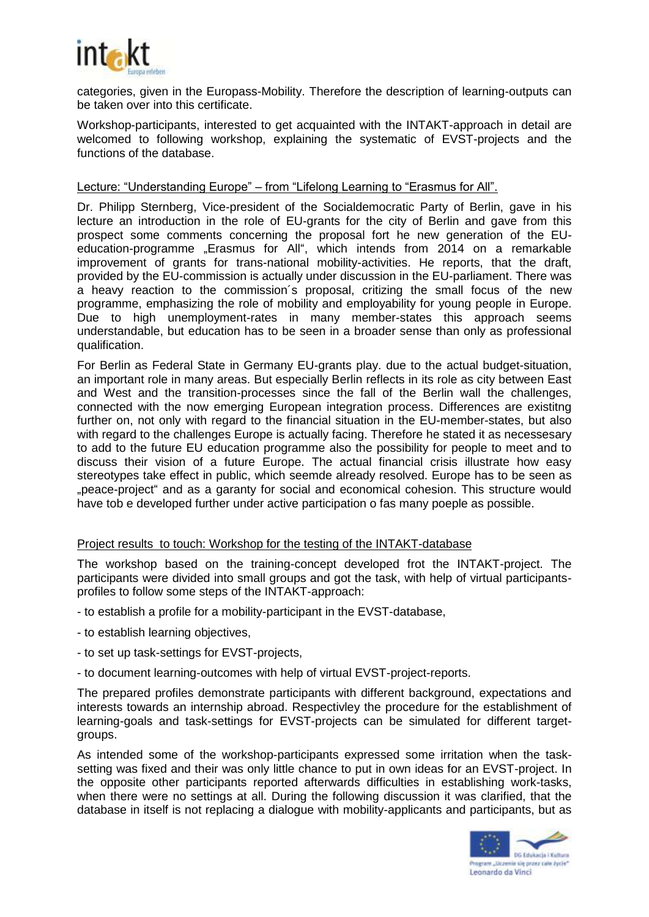categories, given in the Europass-Mobility. Therefore the description of learning-outputs can be taken over into this certificate.

Workshop-participants, interested to get acquainted with the INTAKT-approach in detail are welcomed to following workshop, explaining the systematic of EVST-projects and the functions of the database.

Lecture: "Understanding Europe" – from "Lifelong Learning to "Erasmus for All".

Dr. Philipp Sternberg, Vice-president of the Socialdemocratic Party of Berlin, gave in his lecture an introduction in the role of EU-grants for the city of Berlin and gave from this prospect some comments concerning the proposal fort he new generation of the EU-education-programme „Erasmus for All", which intends from 2014 on a remarkable improvement of grants for trans-national mobility-activities. He reports, that the draft, provided by the EU-commission is actually under discussion in the EU-parliament. There was a heavy reaction to the commission´s proposal, critizing the small focus of the new programme, emphasizing the role of mobility and employability for young people in Europe. Due to high unemployment-rates in many member-states this approach seems understandable, but education has to be seen in a broader sense than only as professional qualification.

For Berlin as Federal State in Germany EU-grants play. due to the actual budget-situation, an important role in many areas. But especially Berlin reflects in its role as city between East and West and the transition-processes since the fall of the Berlin wall the challenges, connected with the now emerging European integration process. Differences are existitng further on, not only with regard to the financial situation in the EU-member-states, but also with regard to the challenges Europe is actually facing. Therefore he stated it as necessesary to add to the future EU education programme also the possibility for people to meet and to discuss their vision of a future Europe. The actual financial crisis illustrate how easy stereotypes take effect in public, which seemde already resolved. Europe has to be seen as „peace-project" and as a garanty for social and economical cohesion. This structure would have tob e developed further under active participation o fas many poeple as possible.

Project results to touch: Workshop for the testing of the INTAKT-database

The workshop based on the training-concept developed frot the INTAKT-project. The participants were divided into small groups and got the task, with help of virtual participants-profiles to follow some steps of the INTAKT-approach:

- to establish a profile for a mobility-participant in the EVST-database,
- to establish learning objectives,
- to set up task-settings for EVST-projects,
- to document learning-outcomes with help of virtual EVST-project-reports.

The prepared profiles demonstrate participants with different background, expectations and interests towards an internship abroad. Respectivley the procedure for the establishment of learning-goals and task-settings for EVST-projects can be simulated for different target-groups.

As intended some of the workshop-participants expressed some irritation when the task-setting was fixed and their was only little chance to put in own ideas for an EVST-project. In the opposite other participants reported afterwards difficulties in establishing work-tasks, when there were no settings at all. During the following discussion it was clarified, that the database in itself is not replacing a dialogue with mobility-applicants and participants, but as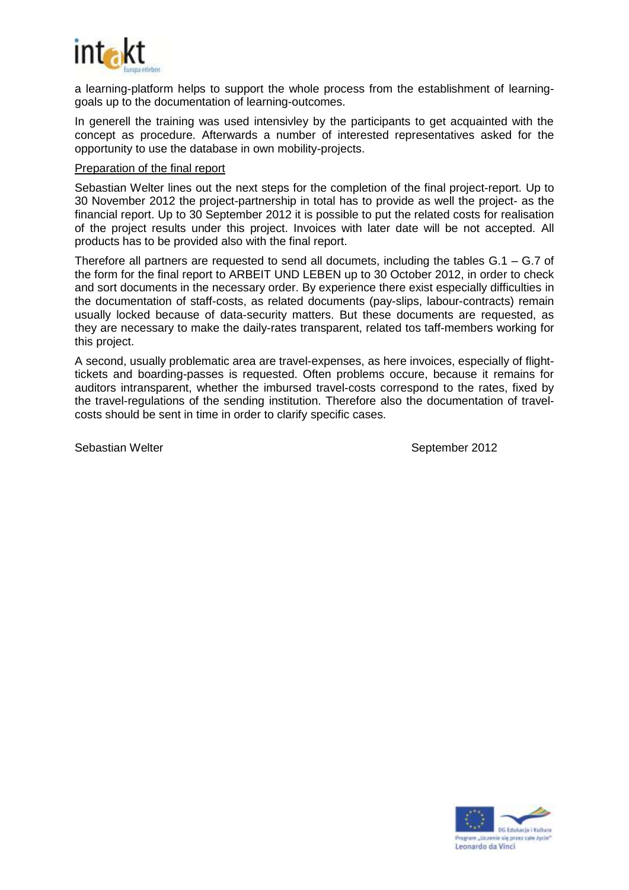a learning-platform helps to support the whole process from the establishment of learning-goals up to the documentation of learning-outcomes.

In generell the training was used intensivley by the participants to get acquainted with the concept as procedure. Afterwards a number of interested representatives asked for the opportunity to use the database in own mobility-projects.

Preparation of the final report

Sebastian Welter lines out the next steps for the completion of the final project-report. Up to 30 November 2012 the project-partnership in total has to provide as well the project- as the financial report. Up to 30 September 2012 it is possible to put the related costs for realisation of the project results under this project. Invoices with later date will be not accepted. All products has to be provided also with the final report.

Therefore all partners are requested to send all documets, including the tables G.1 – G.7 of the form for the final report to ARBEIT UND LEBEN up to 30 October 2012, in order to check and sort documents in the necessary order. By experience there exist especially difficulties in the documentation of staff-costs, as related documents (pay-slips, labour-contracts) remain usually locked because of data-security matters. But these documents are requested, as they are necessary to make the daily-rates transparent, related tos taff-members working for this project.

A second, usually problematic area are travel-expenses, as here invoices, especially of flight-tickets and boarding-passes is requested. Often problems occure, because it remains for auditors intransparent, whether the imbursed travel-costs correspond to the rates, fixed by the travel-regulations of the sending institution. Therefore also the documentation of travel-costs should be sent in time in order to clarify specific cases.

Sebastian Welter                                                                                    September 2012